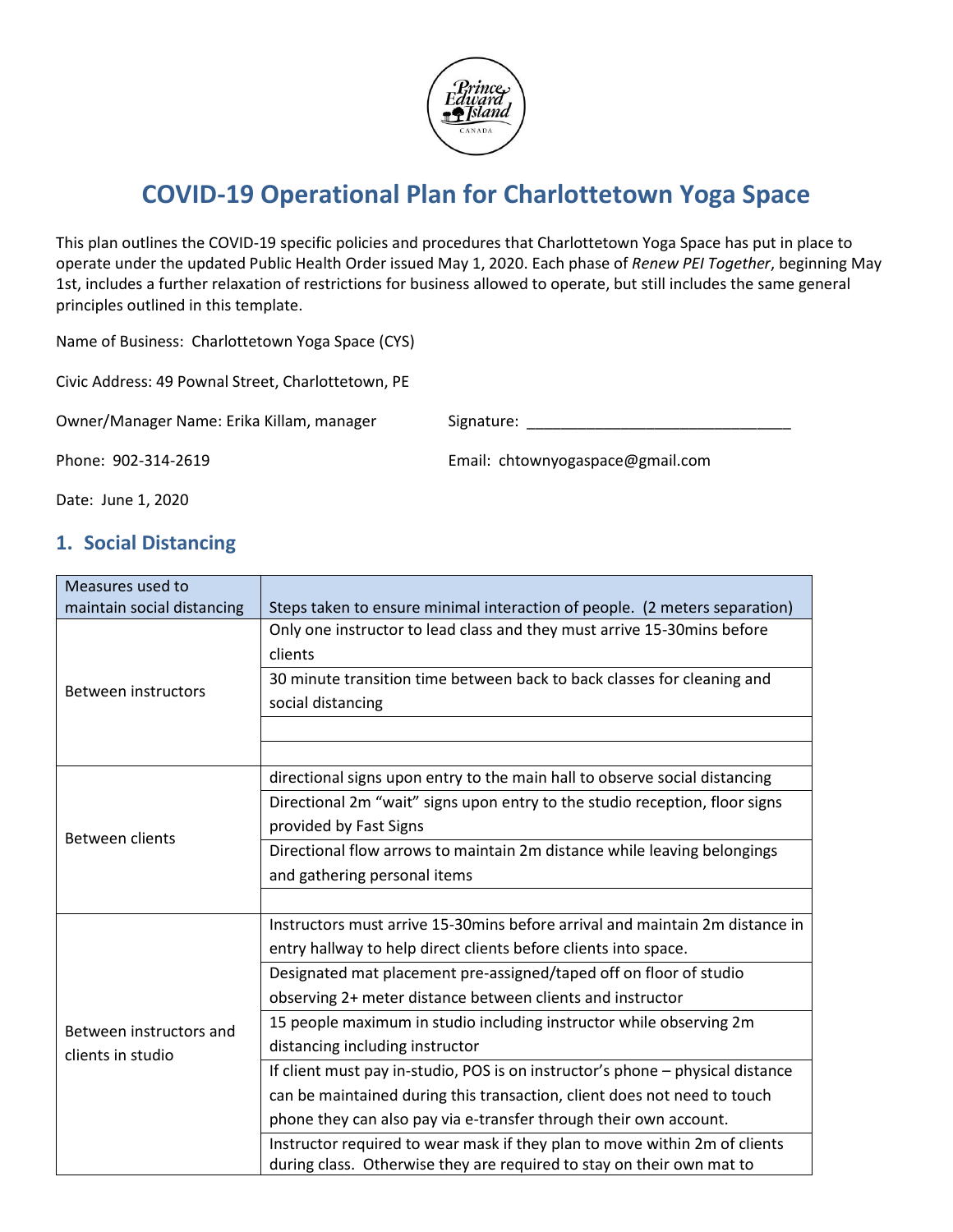# COVID-19 Operational Plan for Charlottetown Yoga Space

This plan outlines the COVID-19 specific policies and procedures that Charlottetown Yoga Space has put in place to operate under the updated Public Health Order issued May 1, 2020. Each phase of *Renew PEI Together*, beginning May 1st, includes a further relaxation of restrictions for business allowed to operate, but still includes the same general principles outlined in this template.

Name of Business: Charlottetown Yoga Space (CYS)

Civic Address: 49 Pownal Street, Charlottetown, PE

Owner/Manager Name: Erika Killam, manager

Signature: _______________________________

Phone: 902-314-2619

Email: chtownyogaspace@gmail.com

Date: June 1, 2020

## 1. Social Distancing

| Measures used to maintain social distancing | Steps taken to ensure minimal interaction of people. (2 meters separation) |
|---|---|
| Between instructors | Only one instructor to lead class and they must arrive 15-30mins before clients |
| | 30 minute transition time between back to back classes for cleaning and social distancing |
| | |
| | |
| Between clients | directional signs upon entry to the main hall to observe social distancing |
| | Directional 2m "wait" signs upon entry to the studio reception, floor signs provided by Fast Signs |
| | Directional flow arrows to maintain 2m distance while leaving belongings and gathering personal items |
| | |
| Between instructors and clients in studio | Instructors must arrive 15-30mins before arrival and maintain 2m distance in entry hallway to help direct clients before clients into space. |
| | Designated mat placement pre-assigned/taped off on floor of studio observing 2+ meter distance between clients and instructor |
| | 15 people maximum in studio including instructor while observing 2m distancing including instructor |
| | If client must pay in-studio, POS is on instructor's phone – physical distance can be maintained during this transaction, client does not need to touch phone they can also pay via e-transfer through their own account. |
| | Instructor required to wear mask if they plan to move within 2m of clients during class. Otherwise they are required to stay on their own mat to |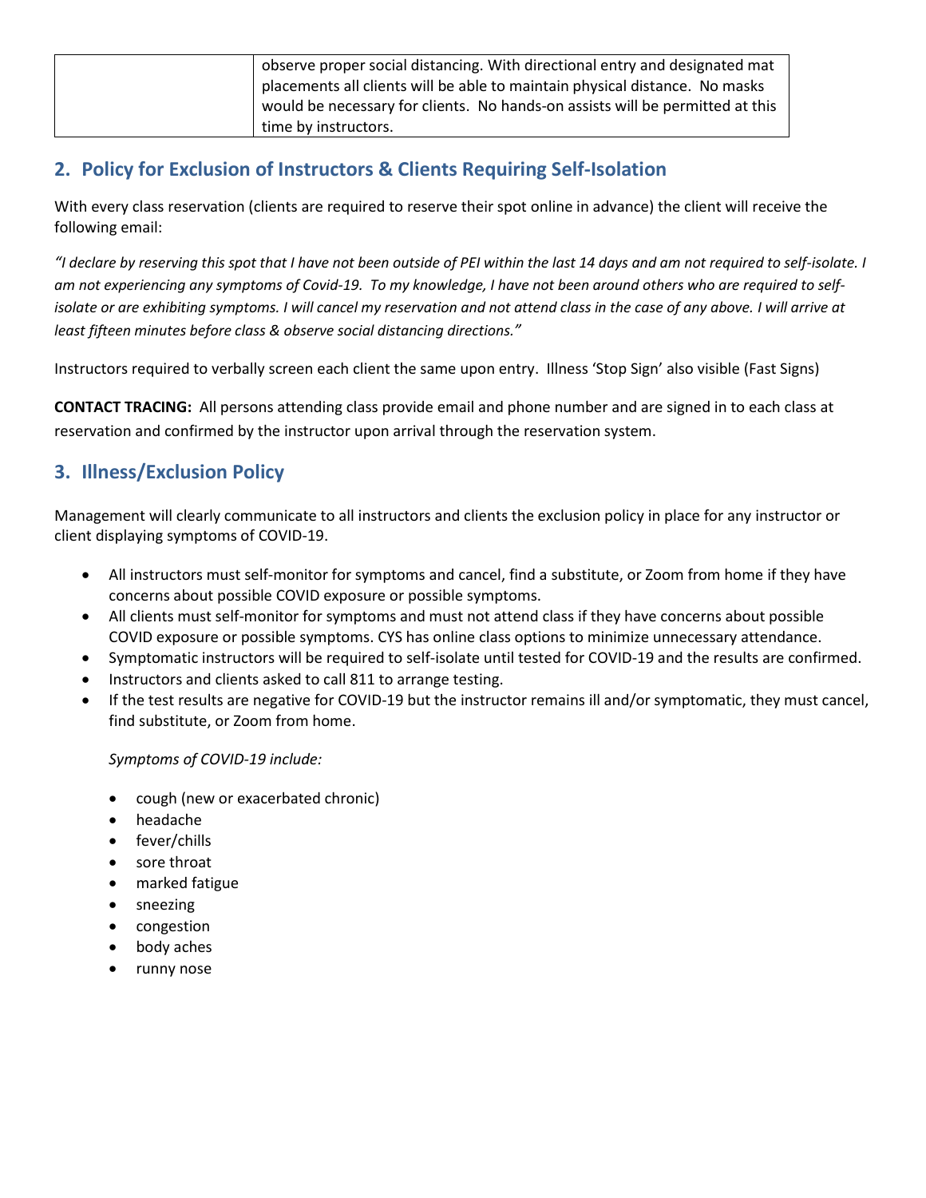| | |
|---|---|
| | observe proper social distancing. With directional entry and designated mat placements all clients will be able to maintain physical distance. No masks would be necessary for clients. No hands-on assists will be permitted at this time by instructors. |

## 2. Policy for Exclusion of Instructors & Clients Requiring Self-Isolation

With every class reservation (clients are required to reserve their spot online in advance) the client will receive the following email:

*"I declare by reserving this spot that I have not been outside of PEI within the last 14 days and am not required to self-isolate. I am not experiencing any symptoms of Covid-19. To my knowledge, I have not been around others who are required to self-isolate or are exhibiting symptoms. I will cancel my reservation and not attend class in the case of any above. I will arrive at least fifteen minutes before class & observe social distancing directions."*

Instructors required to verbally screen each client the same upon entry. Illness 'Stop Sign' also visible (Fast Signs)

**CONTACT TRACING:** All persons attending class provide email and phone number and are signed in to each class at reservation and confirmed by the instructor upon arrival through the reservation system.

## 3. Illness/Exclusion Policy

Management will clearly communicate to all instructors and clients the exclusion policy in place for any instructor or client displaying symptoms of COVID-19.

- All instructors must self-monitor for symptoms and cancel, find a substitute, or Zoom from home if they have concerns about possible COVID exposure or possible symptoms.
- All clients must self-monitor for symptoms and must not attend class if they have concerns about possible COVID exposure or possible symptoms. CYS has online class options to minimize unnecessary attendance.
- Symptomatic instructors will be required to self-isolate until tested for COVID-19 and the results are confirmed.
- Instructors and clients asked to call 811 to arrange testing.
- If the test results are negative for COVID-19 but the instructor remains ill and/or symptomatic, they must cancel, find substitute, or Zoom from home.

  *Symptoms of COVID-19 include:*

  - cough (new or exacerbated chronic)
  - headache
  - fever/chills
  - sore throat
  - marked fatigue
  - sneezing
  - congestion
  - body aches
  - runny nose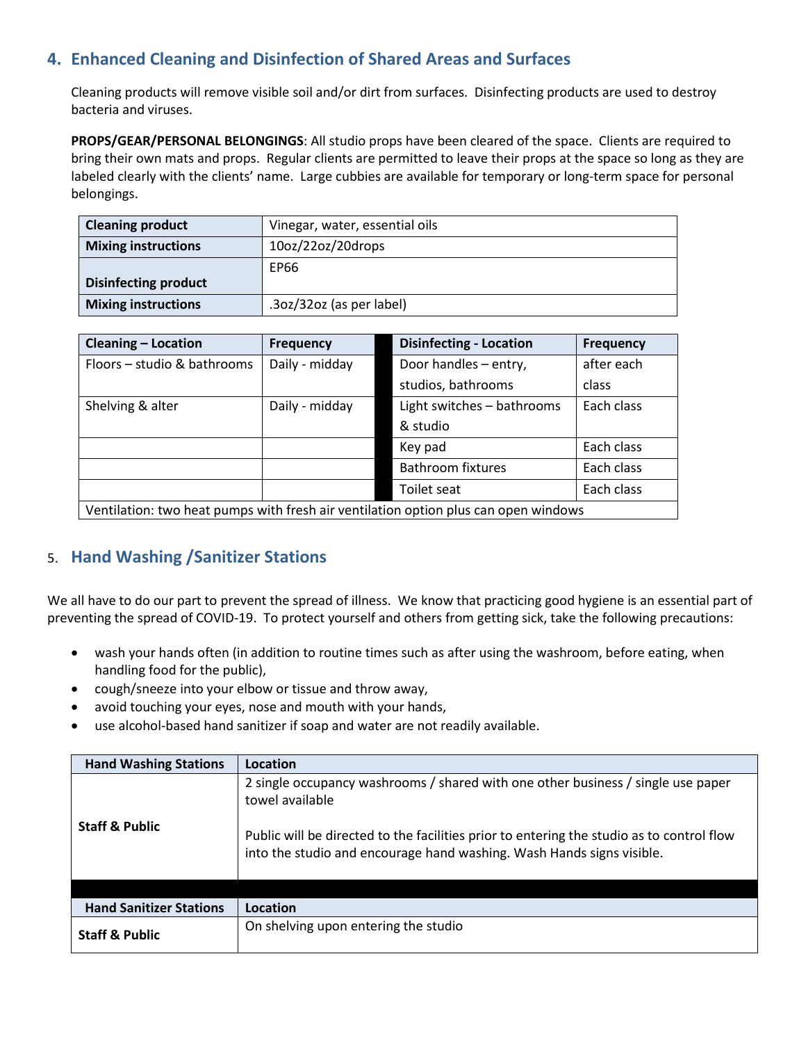## 4. Enhanced Cleaning and Disinfection of Shared Areas and Surfaces

Cleaning products will remove visible soil and/or dirt from surfaces. Disinfecting products are used to destroy bacteria and viruses.

**PROPS/GEAR/PERSONAL BELONGINGS**: All studio props have been cleared of the space. Clients are required to bring their own mats and props. Regular clients are permitted to leave their props at the space so long as they are labeled clearly with the clients' name. Large cubbies are available for temporary or long-term space for personal belongings.

| | |
|---|---|
| **Cleaning product** | Vinegar, water, essential oils |
| **Mixing instructions** | 10oz/22oz/20drops |
| **Disinfecting product** | EP66 |
| **Mixing instructions** | .3oz/32oz (as per label) |

| **Cleaning – Location** | **Frequency** | | **Disinfecting - Location** | **Frequency** |
|---|---|---|---|---|
| Floors – studio & bathrooms | Daily - midday | | Door handles – entry, studios, bathrooms | after each class |
| Shelving & alter | Daily - midday | | Light switches – bathrooms & studio | Each class |
| | | | Key pad | Each class |
| | | | Bathroom fixtures | Each class |
| | | | Toilet seat | Each class |
| Ventilation: two heat pumps with fresh air ventilation option plus can open windows | | | | |

## 5. Hand Washing /Sanitizer Stations

We all have to do our part to prevent the spread of illness. We know that practicing good hygiene is an essential part of preventing the spread of COVID-19. To protect yourself and others from getting sick, take the following precautions:

- wash your hands often (in addition to routine times such as after using the washroom, before eating, when handling food for the public),
- cough/sneeze into your elbow or tissue and throw away,
- avoid touching your eyes, nose and mouth with your hands,
- use alcohol-based hand sanitizer if soap and water are not readily available.

| **Hand Washing Stations** | **Location** |
|---|---|
| **Staff & Public** | 2 single occupancy washrooms / shared with one other business / single use paper towel available<br><br>Public will be directed to the facilities prior to entering the studio as to control flow into the studio and encourage hand washing. Wash Hands signs visible. |

| **Hand Sanitizer Stations** | **Location** |
|---|---|
| **Staff & Public** | On shelving upon entering the studio |